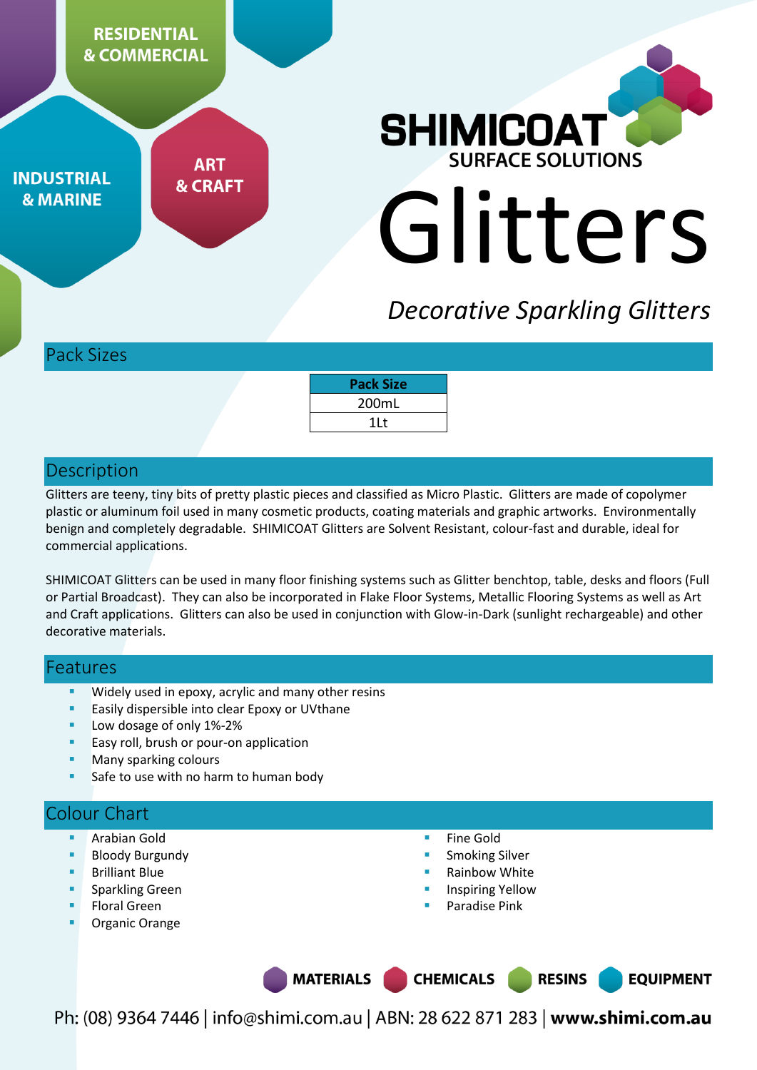RESIDENTIAL & COMMERCIAL

INDUSTRIAL & MARINE

ART & CRAFT

SHIMICOAT
SURFACE SOLUTIONS

# Glitters

*Decorative Sparkling Glitters*

## Pack Sizes

| Pack Size |
|---|
| 200mL |
| 1Lt |

## Description

Glitters are teeny, tiny bits of pretty plastic pieces and classified as Micro Plastic. Glitters are made of copolymer plastic or aluminum foil used in many cosmetic products, coating materials and graphic artworks. Environmentally benign and completely degradable. SHIMICOAT Glitters are Solvent Resistant, colour-fast and durable, ideal for commercial applications.

SHIMICOAT Glitters can be used in many floor finishing systems such as Glitter benchtop, table, desks and floors (Full or Partial Broadcast). They can also be incorporated in Flake Floor Systems, Metallic Flooring Systems as well as Art and Craft applications. Glitters can also be used in conjunction with Glow-in-Dark (sunlight rechargeable) and other decorative materials.

## Features

- Widely used in epoxy, acrylic and many other resins
- Easily dispersible into clear Epoxy or UVthane
- Low dosage of only 1%-2%
- Easy roll, brush or pour-on application
- Many sparking colours
- Safe to use with no harm to human body

## Colour Chart

- Arabian Gold
- Bloody Burgundy
- Brilliant Blue
- Sparkling Green
- Floral Green
- Organic Orange
- Fine Gold
- Smoking Silver
- Rainbow White
- Inspiring Yellow
- Paradise Pink

MATERIALS CHEMICALS RESINS EQUIPMENT

Ph: (08) 9364 7446 | info@shimi.com.au | ABN: 28 622 871 283 | **www.shimi.com.au**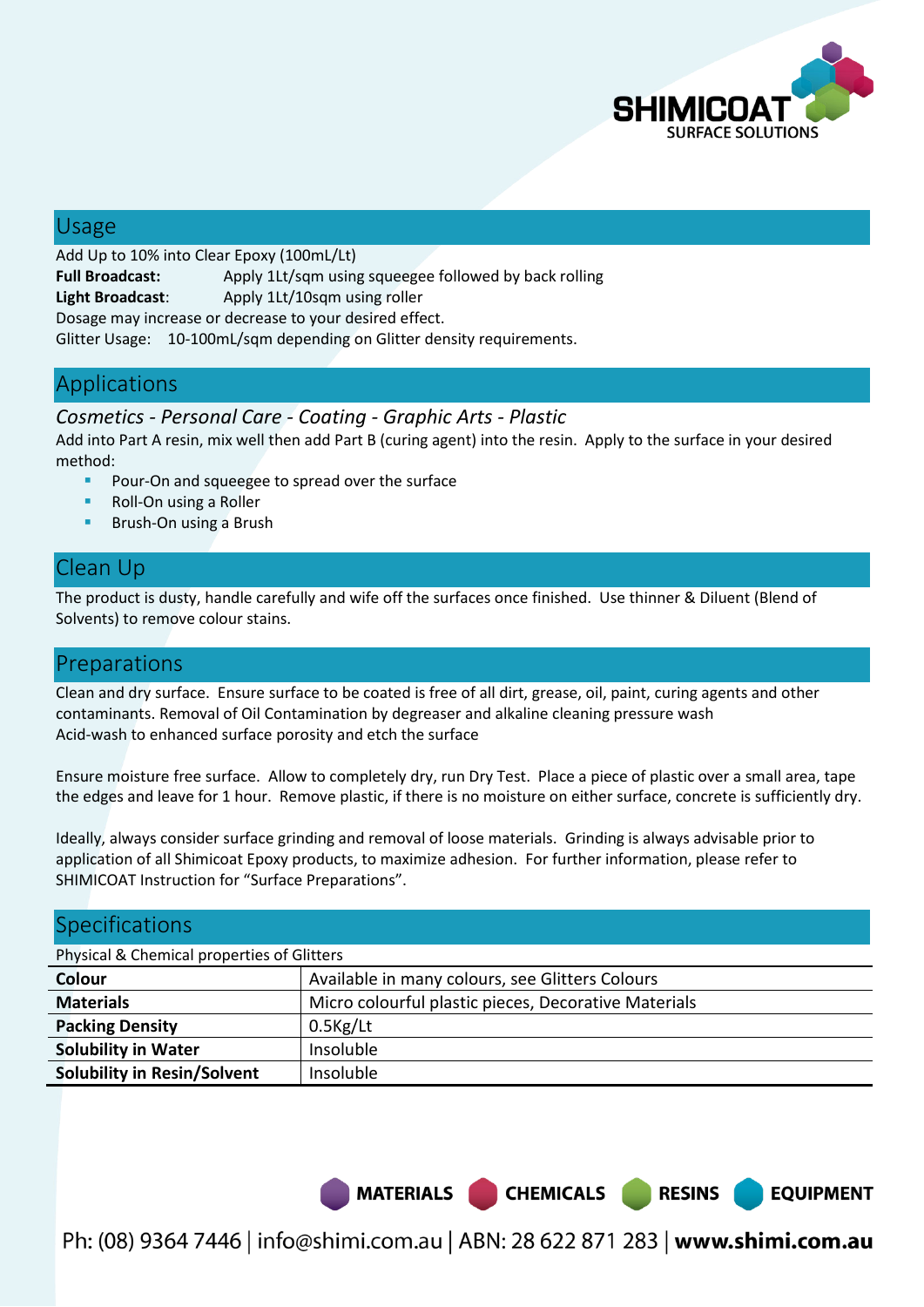## Usage

Add Up to 10% into Clear Epoxy (100mL/Lt)

**Full Broadcast:** Apply 1Lt/sqm using squeegee followed by back rolling

**Light Broadcast**: Apply 1Lt/10sqm using roller

Dosage may increase or decrease to your desired effect.

Glitter Usage: 10-100mL/sqm depending on Glitter density requirements.

## Applications

*Cosmetics - Personal Care - Coating - Graphic Arts - Plastic*

Add into Part A resin, mix well then add Part B (curing agent) into the resin. Apply to the surface in your desired method:

- Pour-On and squeegee to spread over the surface
- Roll-On using a Roller
- Brush-On using a Brush

## Clean Up

The product is dusty, handle carefully and wife off the surfaces once finished. Use thinner & Diluent (Blend of Solvents) to remove colour stains.

## Preparations

Clean and dry surface. Ensure surface to be coated is free of all dirt, grease, oil, paint, curing agents and other contaminants. Removal of Oil Contamination by degreaser and alkaline cleaning pressure wash
Acid-wash to enhanced surface porosity and etch the surface

Ensure moisture free surface. Allow to completely dry, run Dry Test. Place a piece of plastic over a small area, tape the edges and leave for 1 hour. Remove plastic, if there is no moisture on either surface, concrete is sufficiently dry.

Ideally, always consider surface grinding and removal of loose materials. Grinding is always advisable prior to application of all Shimicoat Epoxy products, to maximize adhesion. For further information, please refer to SHIMICOAT Instruction for "Surface Preparations".

## Specifications

| Physical & Chemical properties of Glitters | |
|---|---|
| **Colour** | Available in many colours, see Glitters Colours |
| **Materials** | Micro colourful plastic pieces, Decorative Materials |
| **Packing Density** | 0.5Kg/Lt |
| **Solubility in Water** | Insoluble |
| **Solubility in Resin/Solvent** | Insoluble |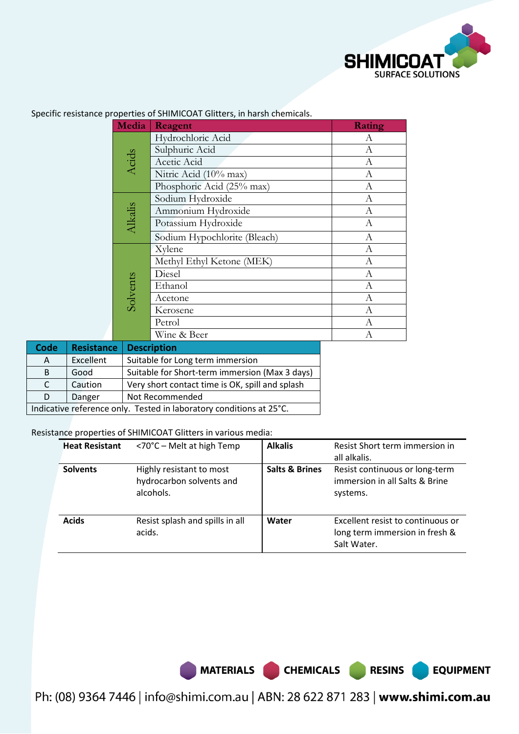Specific resistance properties of SHIMICOAT Glitters, in harsh chemicals.

| Media | Reagent | Rating |
|---|---|---|
| Acids | Hydrochloric Acid | A |
| | Sulphuric Acid | A |
| | Acetic Acid | A |
| | Nitric Acid (10% max) | A |
| | Phosphoric Acid (25% max) | A |
| Alkalis | Sodium Hydroxide | A |
| | Ammonium Hydroxide | A |
| | Potassium Hydroxide | A |
| | Sodium Hypochlorite (Bleach) | A |
| Solvents | Xylene | A |
| | Methyl Ethyl Ketone (MEK) | A |
| | Diesel | A |
| | Ethanol | A |
| | Acetone | A |
| | Kerosene | A |
| | Petrol | A |
| | Wine & Beer | A |

| Code | Resistance | Description |
|---|---|---|
| A | Excellent | Suitable for Long term immersion |
| B | Good | Suitable for Short-term immersion (Max 3 days) |
| C | Caution | Very short contact time is OK, spill and splash |
| D | Danger | Not Recommended |

Indicative reference only. Tested in laboratory conditions at 25°C.

Resistance properties of SHIMICOAT Glitters in various media:

| | | | |
|---|---|---|---|
| **Heat Resistant** | <70°C – Melt at high Temp | **Alkalis** | Resist Short term immersion in all alkalis. |
| **Solvents** | Highly resistant to most hydrocarbon solvents and alcohols. | **Salts & Brines** | Resist continuous or long-term immersion in all Salts & Brine systems. |
| **Acids** | Resist splash and spills in all acids. | **Water** | Excellent resist to continuous or long term immersion in fresh & Salt Water. |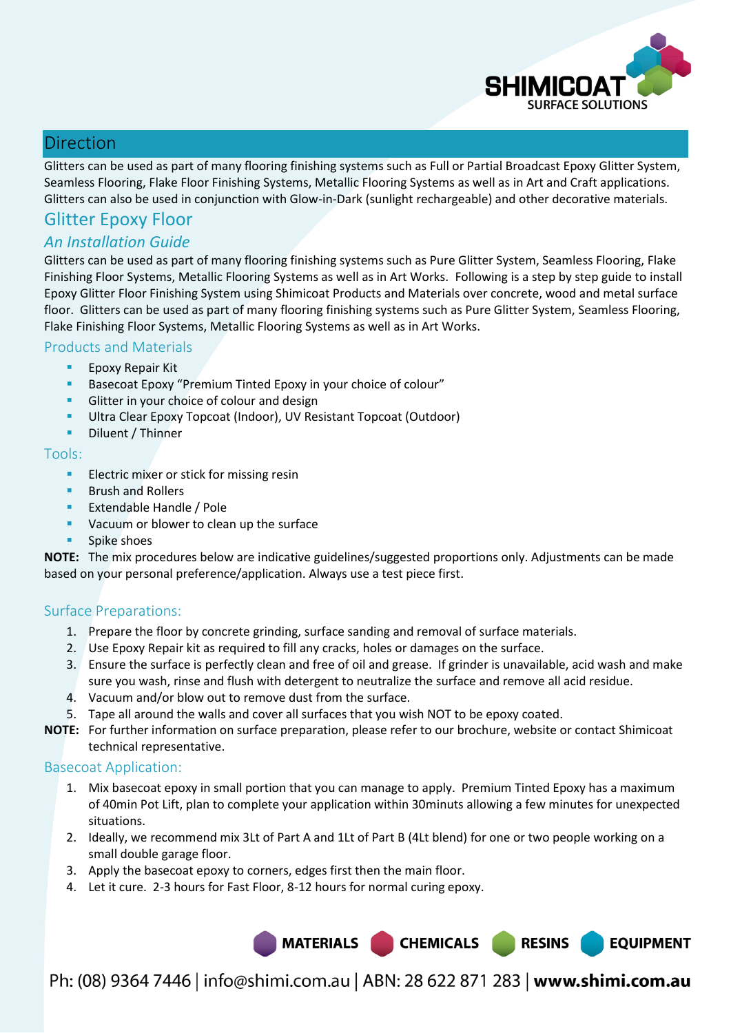## Direction

Glitters can be used as part of many flooring finishing systems such as Full or Partial Broadcast Epoxy Glitter System, Seamless Flooring, Flake Floor Finishing Systems, Metallic Flooring Systems as well as in Art and Craft applications. Glitters can also be used in conjunction with Glow-in-Dark (sunlight rechargeable) and other decorative materials.

# Glitter Epoxy Floor

### *An Installation Guide*

Glitters can be used as part of many flooring finishing systems such as Pure Glitter System, Seamless Flooring, Flake Finishing Floor Systems, Metallic Flooring Systems as well as in Art Works. Following is a step by step guide to install Epoxy Glitter Floor Finishing System using Shimicoat Products and Materials over concrete, wood and metal surface floor. Glitters can be used as part of many flooring finishing systems such as Pure Glitter System, Seamless Flooring, Flake Finishing Floor Systems, Metallic Flooring Systems as well as in Art Works.

### Products and Materials

- Epoxy Repair Kit
- Basecoat Epoxy "Premium Tinted Epoxy in your choice of colour"
- Glitter in your choice of colour and design
- Ultra Clear Epoxy Topcoat (Indoor), UV Resistant Topcoat (Outdoor)
- Diluent / Thinner

### Tools:

- Electric mixer or stick for missing resin
- Brush and Rollers
- Extendable Handle / Pole
- Vacuum or blower to clean up the surface
- Spike shoes

**NOTE:** The mix procedures below are indicative guidelines/suggested proportions only. Adjustments can be made based on your personal preference/application. Always use a test piece first.

### Surface Preparations:

1. Prepare the floor by concrete grinding, surface sanding and removal of surface materials.
2. Use Epoxy Repair kit as required to fill any cracks, holes or damages on the surface.
3. Ensure the surface is perfectly clean and free of oil and grease. If grinder is unavailable, acid wash and make sure you wash, rinse and flush with detergent to neutralize the surface and remove all acid residue.
4. Vacuum and/or blow out to remove dust from the surface.
5. Tape all around the walls and cover all surfaces that you wish NOT to be epoxy coated.

**NOTE:** For further information on surface preparation, please refer to our brochure, website or contact Shimicoat technical representative.

### Basecoat Application:

1. Mix basecoat epoxy in small portion that you can manage to apply. Premium Tinted Epoxy has a maximum of 40min Pot Lift, plan to complete your application within 30minuts allowing a few minutes for unexpected situations.
2. Ideally, we recommend mix 3Lt of Part A and 1Lt of Part B (4Lt blend) for one or two people working on a small double garage floor.
3. Apply the basecoat epoxy to corners, edges first then the main floor.
4. Let it cure. 2-3 hours for Fast Floor, 8-12 hours for normal curing epoxy.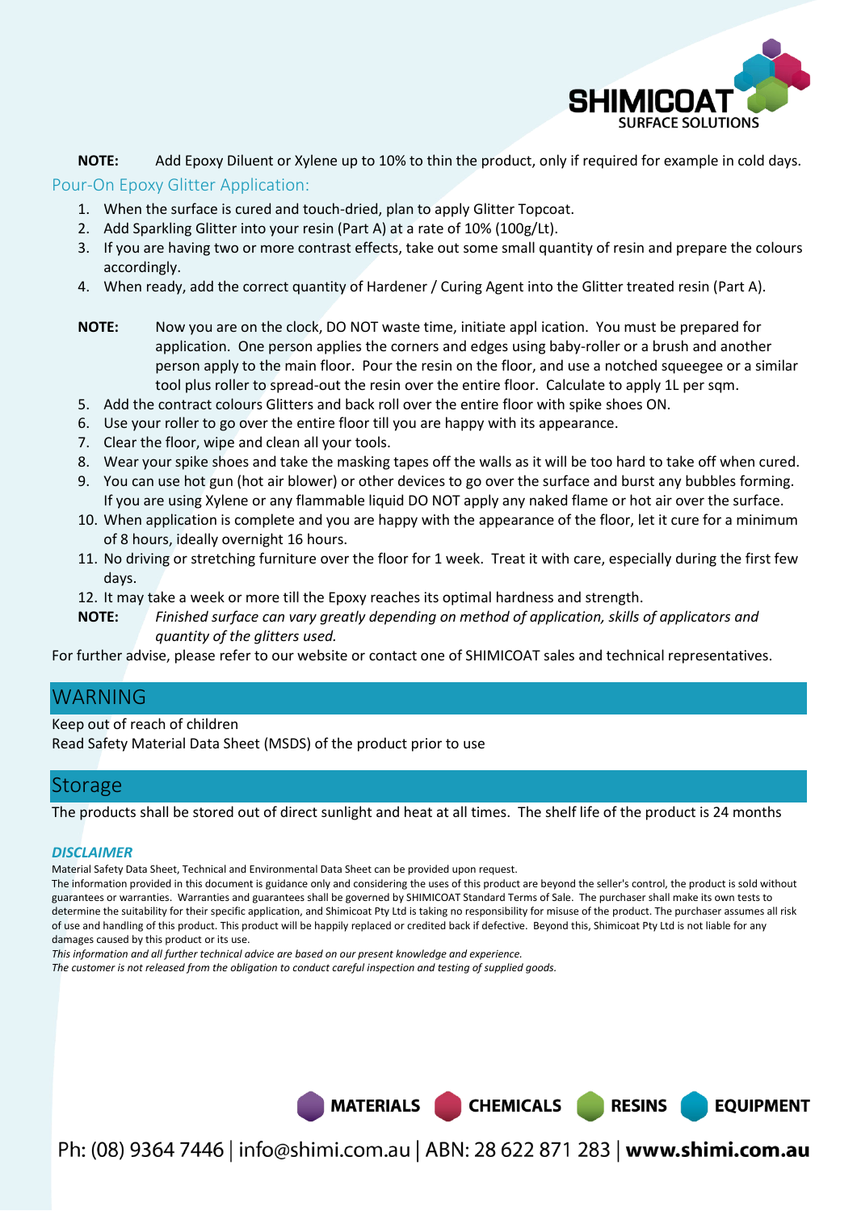**NOTE:** Add Epoxy Diluent or Xylene up to 10% to thin the product, only if required for example in cold days.

## Pour-On Epoxy Glitter Application:

1. When the surface is cured and touch-dried, plan to apply Glitter Topcoat.
2. Add Sparkling Glitter into your resin (Part A) at a rate of 10% (100g/Lt).
3. If you are having two or more contrast effects, take out some small quantity of resin and prepare the colours accordingly.
4. When ready, add the correct quantity of Hardener / Curing Agent into the Glitter treated resin (Part A).

**NOTE:** Now you are on the clock, DO NOT waste time, initiate appl ication. You must be prepared for application. One person applies the corners and edges using baby-roller or a brush and another person apply to the main floor. Pour the resin on the floor, and use a notched squeegee or a similar tool plus roller to spread-out the resin over the entire floor. Calculate to apply 1L per sqm.

5. Add the contract colours Glitters and back roll over the entire floor with spike shoes ON.
6. Use your roller to go over the entire floor till you are happy with its appearance.
7. Clear the floor, wipe and clean all your tools.
8. Wear your spike shoes and take the masking tapes off the walls as it will be too hard to take off when cured.
9. You can use hot gun (hot air blower) or other devices to go over the surface and burst any bubbles forming. If you are using Xylene or any flammable liquid DO NOT apply any naked flame or hot air over the surface.
10. When application is complete and you are happy with the appearance of the floor, let it cure for a minimum of 8 hours, ideally overnight 16 hours.
11. No driving or stretching furniture over the floor for 1 week. Treat it with care, especially during the first few days.
12. It may take a week or more till the Epoxy reaches its optimal hardness and strength.

**NOTE:** *Finished surface can vary greatly depending on method of application, skills of applicators and quantity of the glitters used.*

For further advise, please refer to our website or contact one of SHIMICOAT sales and technical representatives.

## WARNING

Keep out of reach of children
Read Safety Material Data Sheet (MSDS) of the product prior to use

## Storage

The products shall be stored out of direct sunlight and heat at all times. The shelf life of the product is 24 months

### *DISCLAIMER*

Material Safety Data Sheet, Technical and Environmental Data Sheet can be provided upon request.
The information provided in this document is guidance only and considering the uses of this product are beyond the seller's control, the product is sold without guarantees or warranties. Warranties and guarantees shall be governed by SHIMICOAT Standard Terms of Sale. The purchaser shall make its own tests to determine the suitability for their specific application, and Shimicoat Pty Ltd is taking no responsibility for misuse of the product. The purchaser assumes all risk of use and handling of this product. This product will be happily replaced or credited back if defective. Beyond this, Shimicoat Pty Ltd is not liable for any damages caused by this product or its use.
*This information and all further technical advice are based on our present knowledge and experience.*
*The customer is not released from the obligation to conduct careful inspection and testing of supplied goods.*